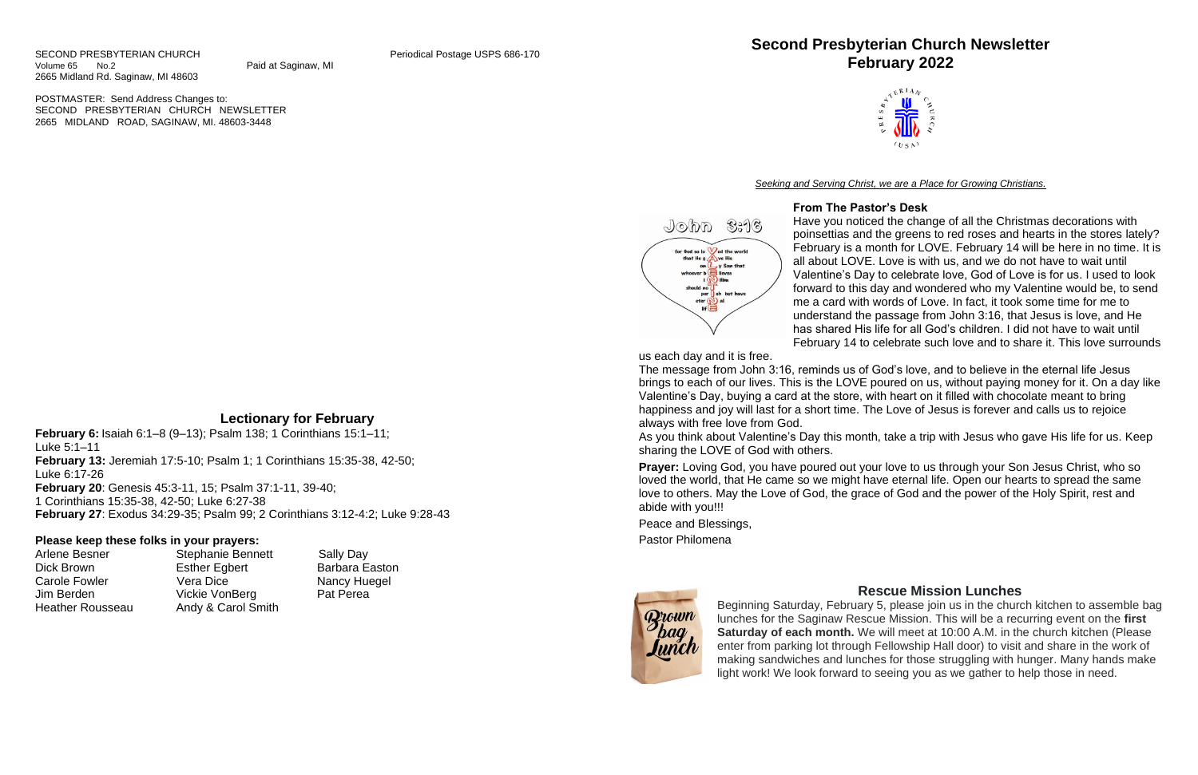SECOND PRESBYTERIAN CHURCH Volume 65 No.2 Periodical Postage USPS 686-170 Paid at Saginaw, MI
2665 Midland Rd. Saginaw, MI 48603

POSTMASTER: Send Address Changes to:
SECOND PRESBYTERIAN CHURCH NEWSLETTER
2665 MIDLAND ROAD, SAGINAW, MI. 48603-3448

## Lectionary for February

**February 6:** Isaiah 6:1–8 (9–13); Psalm 138; 1 Corinthians 15:1–11; Luke 5:1–11

**February 13:** Jeremiah 17:5-10; Psalm 1; 1 Corinthians 15:35-38, 42-50; Luke 6:17-26

**February 20**: Genesis 45:3-11, 15; Psalm 37:1-11, 39-40; 1 Corinthians 15:35-38, 42-50; Luke 6:27-38

**February 27**: Exodus 34:29-35; Psalm 99; 2 Corinthians 3:12-4:2; Luke 9:28-43

### Please keep these folks in your prayers:

| | | |
|---|---|---|
| Arlene Besner | Stephanie Bennett | Sally Day |
| Dick Brown | Esther Egbert | Barbara Easton |
| Carole Fowler | Vera Dice | Nancy Huegel |
| Jim Berden | Vickie VonBerg | Pat Perea |
| Heather Rousseau | Andy & Carol Smith | |

# Second Presbyterian Church Newsletter February 2022

*Seeking and Serving Christ, we are a Place for Growing Christians.*

### From The Pastor's Desk

Have you noticed the change of all the Christmas decorations with poinsettias and the greens to red roses and hearts in the stores lately? February is a month for LOVE. February 14 will be here in no time. It is all about LOVE. Love is with us, and we do not have to wait until Valentine's Day to celebrate love, God of Love is for us. I used to look forward to this day and wondered who my Valentine would be, to send me a card with words of Love. In fact, it took some time for me to understand the passage from John 3:16, that Jesus is love, and He has shared His life for all God's children. I did not have to wait until February 14 to celebrate such love and to share it. This love surrounds us each day and it is free.

The message from John 3:16, reminds us of God's love, and to believe in the eternal life Jesus brings to each of our lives. This is the LOVE poured on us, without paying money for it. On a day like Valentine's Day, buying a card at the store, with heart on it filled with chocolate meant to bring happiness and joy will last for a short time. The Love of Jesus is forever and calls us to rejoice always with free love from God.

As you think about Valentine's Day this month, take a trip with Jesus who gave His life for us. Keep sharing the LOVE of God with others.

**Prayer:** Loving God, you have poured out your love to us through your Son Jesus Christ, who so loved the world, that He came so we might have eternal life. Open our hearts to spread the same love to others. May the Love of God, the grace of God and the power of the Holy Spirit, rest and abide with you!!!

Peace and Blessings,

Pastor Philomena

## Rescue Mission Lunches

Beginning Saturday, February 5, please join us in the church kitchen to assemble bag lunches for the Saginaw Rescue Mission. This will be a recurring event on the **first Saturday of each month.** We will meet at 10:00 A.M. in the church kitchen (Please enter from parking lot through Fellowship Hall door) to visit and share in the work of making sandwiches and lunches for those struggling with hunger. Many hands make light work! We look forward to seeing you as we gather to help those in need.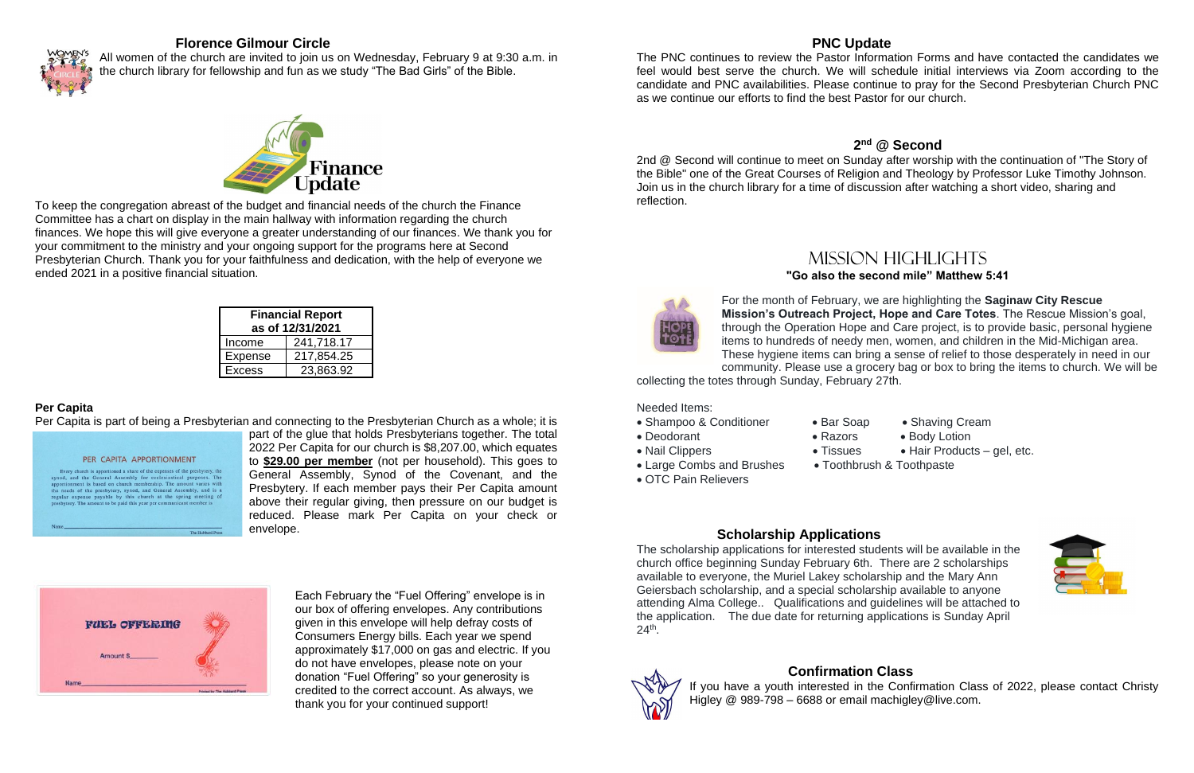## Florence Gilmour Circle

All women of the church are invited to join us on Wednesday, February 9 at 9:30 a.m. in the church library for fellowship and fun as we study "The Bad Girls" of the Bible.

## Finance Update

To keep the congregation abreast of the budget and financial needs of the church the Finance Committee has a chart on display in the main hallway with information regarding the church finances. We hope this will give everyone a greater understanding of our finances. We thank you for your commitment to the ministry and your ongoing support for the programs here at Second Presbyterian Church. Thank you for your faithfulness and dedication, with the help of everyone we ended 2021 in a positive financial situation.

| Financial Report as of 12/31/2021 | |
|---|---|
| Income | 241,718.17 |
| Expense | 217,854.25 |
| Excess | 23,863.92 |

### Per Capita

Per Capita is part of being a Presbyterian and connecting to the Presbyterian Church as a whole; it is part of the glue that holds Presbyterians together. The total 2022 Per Capita for our church is $8,207.00, which equates to **$29.00 per member** (not per household). This goes to General Assembly, Synod of the Covenant, and the Presbytery. If each member pays their Per Capita amount above their regular giving, then pressure on our budget is reduced. Please mark Per Capita on your check or envelope.

PER CAPITA APPORTIONMENT

Every church is apportioned a share of the expenses of the presbytery, the synod, and the General Assembly for ecclesiastical purposes. The apportionment is based on church membership. The amount varies with the needs of the presbytery, synod, and General Assembly, and is a regular expense payable by this church at the spring meeting of presbytery. The amount to be paid this year per communicant member is

Name

FUEL OFFERING

Amount $

Name

Each February the "Fuel Offering" envelope is in our box of offering envelopes. Any contributions given in this envelope will help defray costs of Consumers Energy bills. Each year we spend approximately $17,000 on gas and electric. If you do not have envelopes, please note on your donation "Fuel Offering" so your generosity is credited to the correct account. As always, we thank you for your continued support!

## PNC Update

The PNC continues to review the Pastor Information Forms and have contacted the candidates we feel would best serve the church. We will schedule initial interviews via Zoom according to the candidate and PNC availabilities. Please continue to pray for the Second Presbyterian Church PNC as we continue our efforts to find the best Pastor for our church.

## 2nd @ Second

2nd @ Second will continue to meet on Sunday after worship with the continuation of "The Story of the Bible" one of the Great Courses of Religion and Theology by Professor Luke Timothy Johnson. Join us in the church library for a time of discussion after watching a short video, sharing and reflection.

## Mission Highlights

**"Go also the second mile" Matthew 5:41**

For the month of February, we are highlighting the **Saginaw City Rescue Mission's Outreach Project, Hope and Care Totes**. The Rescue Mission's goal, through the Operation Hope and Care project, is to provide basic, personal hygiene items to hundreds of needy men, women, and children in the Mid-Michigan area. These hygiene items can bring a sense of relief to those desperately in need in our community. Please use a grocery bag or box to bring the items to church. We will be collecting the totes through Sunday, February 27th.

Needed Items:

- Shampoo & Conditioner
- Deodorant
- Nail Clippers
- Large Combs and Brushes
- OTC Pain Relievers
- Bar Soap
- Razors
- Tissues
- Toothbrush & Toothpaste
- Shaving Cream
- Body Lotion
- Hair Products – gel, etc.

## Scholarship Applications

The scholarship applications for interested students will be available in the church office beginning Sunday February 6th. There are 2 scholarships available to everyone, the Muriel Lakey scholarship and the Mary Ann Geiersbach scholarship, and a special scholarship available to anyone attending Alma College.. Qualifications and guidelines will be attached to the application. The due date for returning applications is Sunday April 24th.

## Confirmation Class

If you have a youth interested in the Confirmation Class of 2022, please contact Christy Higley @ 989-798 – 6688 or email machigley@live.com.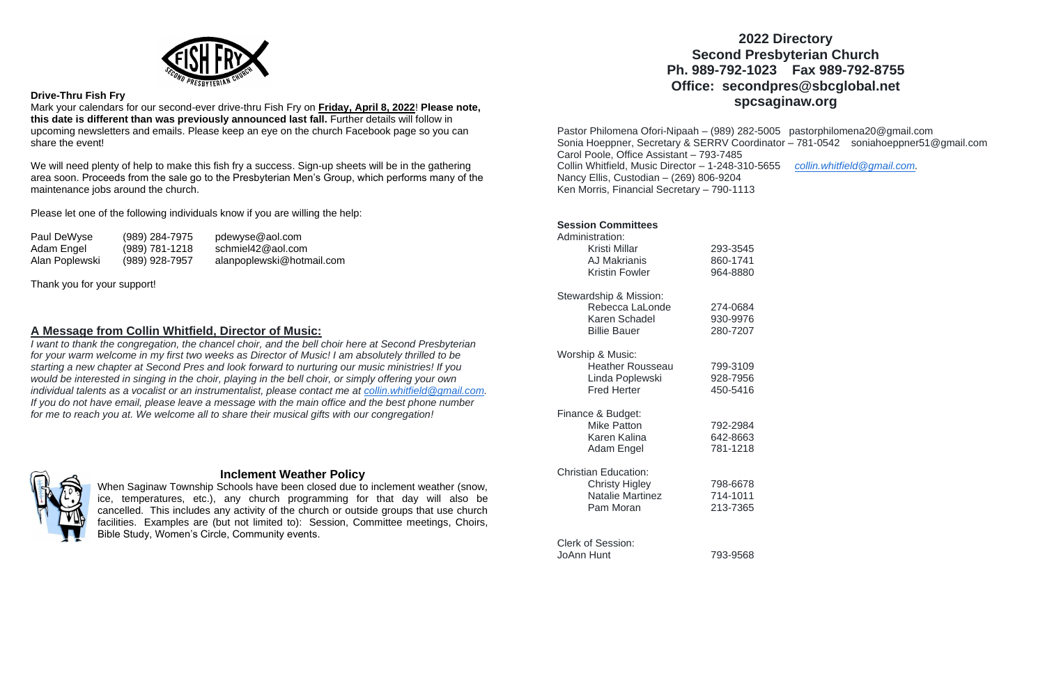**Drive-Thru Fish Fry**

Mark your calendars for our second-ever drive-thru Fish Fry on **Friday, April 8, 2022**! **Please note, this date is different than was previously announced last fall.** Further details will follow in upcoming newsletters and emails. Please keep an eye on the church Facebook page so you can share the event!

We will need plenty of help to make this fish fry a success. Sign-up sheets will be in the gathering area soon. Proceeds from the sale go to the Presbyterian Men's Group, which performs many of the maintenance jobs around the church.

Please let one of the following individuals know if you are willing the help:

| | | |
|---|---|---|
| Paul DeWyse | (989) 284-7975 | pdewyse@aol.com |
| Adam Engel | (989) 781-1218 | schmiel42@aol.com |
| Alan Poplewski | (989) 928-7957 | alanpoplewski@hotmail.com |

Thank you for your support!

## A Message from Collin Whitfield, Director of Music:

*I want to thank the congregation, the chancel choir, and the bell choir here at Second Presbyterian for your warm welcome in my first two weeks as Director of Music! I am absolutely thrilled to be starting a new chapter at Second Pres and look forward to nurturing our music ministries! If you would be interested in singing in the choir, playing in the bell choir, or simply offering your own individual talents as a vocalist or an instrumentalist, please contact me at collin.whitfield@gmail.com. If you do not have email, please leave a message with the main office and the best phone number for me to reach you at. We welcome all to share their musical gifts with our congregation!*

## Inclement Weather Policy

When Saginaw Township Schools have been closed due to inclement weather (snow, ice, temperatures, etc.), any church programming for that day will also be cancelled. This includes any activity of the church or outside groups that use church facilities. Examples are (but not limited to): Session, Committee meetings, Choirs, Bible Study, Women's Circle, Community events.

## 2022 Directory
## Second Presbyterian Church
## Ph. 989-792-1023 Fax 989-792-8755
## Office: secondpres@sbcglobal.net
## spcsaginaw.org

Pastor Philomena Ofori-Nipaah – (989) 282-5005 pastorphilomena20@gmail.com
Sonia Hoeppner, Secretary & SERRV Coordinator – 781-0542 soniahoeppner51@gmail.com
Carol Poole, Office Assistant – 793-7485
Collin Whitfield, Music Director – 1-248-310-5655 *collin.whitfield@gmail.com.*
Nancy Ellis, Custodian – (269) 806-9204
Ken Morris, Financial Secretary – 790-1113

**Session Committees**

Administration:

| | |
|---|---|
| Kristi Millar | 293-3545 |
| AJ Makrianis | 860-1741 |
| Kristin Fowler | 964-8880 |

Stewardship & Mission:

| | |
|---|---|
| Rebecca LaLonde | 274-0684 |
| Karen Schadel | 930-9976 |
| Billie Bauer | 280-7207 |

Worship & Music:

| | |
|---|---|
| Heather Rousseau | 799-3109 |
| Linda Poplewski | 928-7956 |
| Fred Herter | 450-5416 |

Finance & Budget:

| | |
|---|---|
| Mike Patton | 792-2984 |
| Karen Kalina | 642-8663 |
| Adam Engel | 781-1218 |

Christian Education:

| | |
|---|---|
| Christy Higley | 798-6678 |
| Natalie Martinez | 714-1011 |
| Pam Moran | 213-7365 |

Clerk of Session:

| | |
|---|---|
| JoAnn Hunt | 793-9568 |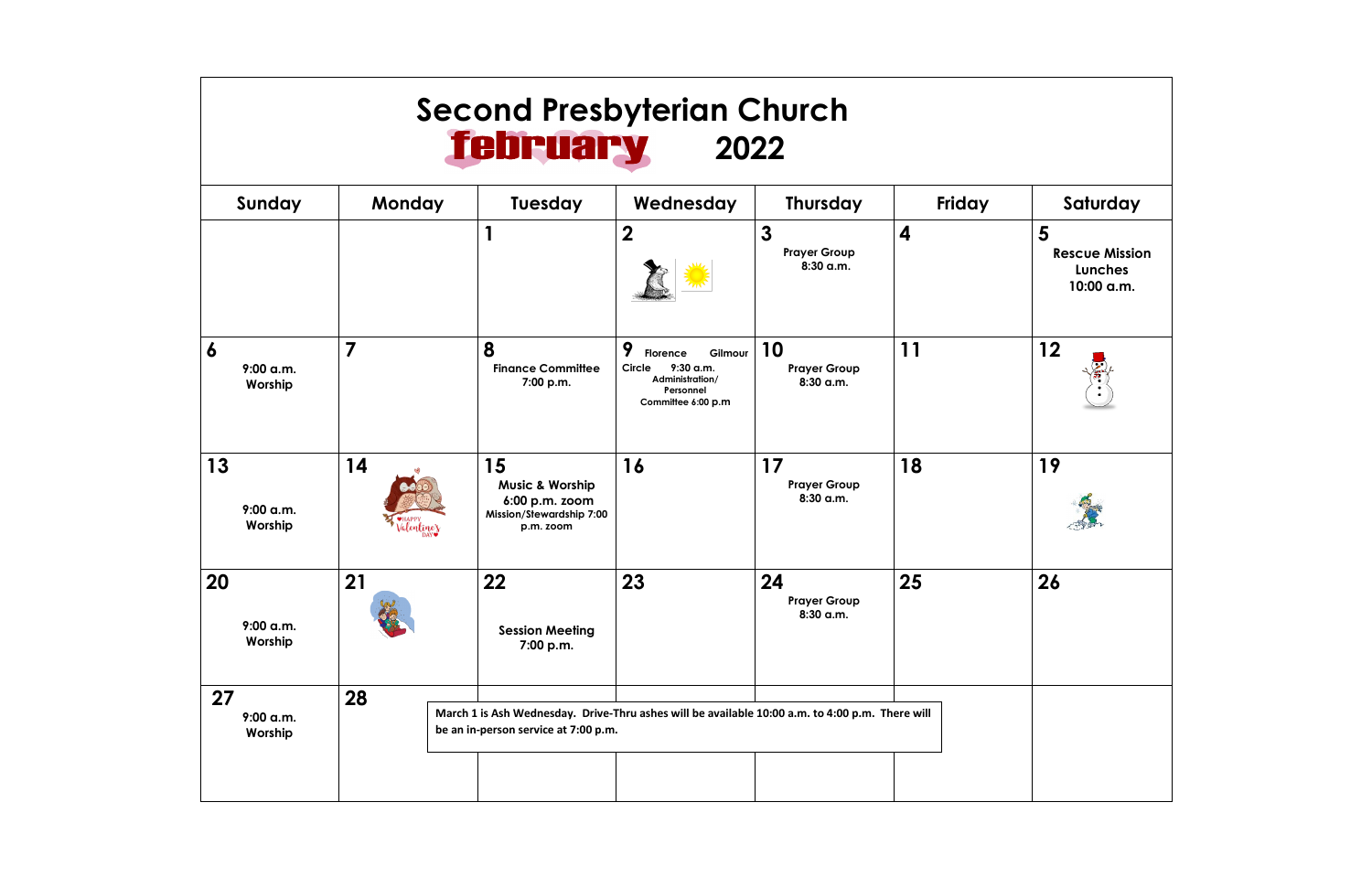# Second Presbyterian Church

## february 2022

| Sunday | Monday | Tuesday | Wednesday | Thursday | Friday | Saturday |
|---|---|---|---|---|---|---|
| | | 1 | 2 | 3 Prayer Group 8:30 a.m. | 4 | 5 Rescue Mission Lunches 10:00 a.m. |
| 6 9:00 a.m. Worship | 7 | 8 Finance Committee 7:00 p.m. | 9 Florence Gilmour Circle 9:30 a.m. Administration/ Personnel Committee 6:00 p.m | 10 Prayer Group 8:30 a.m. | 11 | 12 |
| 13 9:00 a.m. Worship | 14 HAPPY Valentine's DAY | 15 Music & Worship 6:00 p.m. zoom Mission/Stewardship 7:00 p.m. zoom | 16 | 17 Prayer Group 8:30 a.m. | 18 | 19 |
| 20 9:00 a.m. Worship | 21 | 22 Session Meeting 7:00 p.m. | 23 | 24 Prayer Group 8:30 a.m. | 25 | 26 |
| 27 9:00 a.m. Worship | 28 | | | | | |

**March 1 is Ash Wednesday. Drive-Thru ashes will be available 10:00 a.m. to 4:00 p.m. There will be an in-person service at 7:00 p.m.**